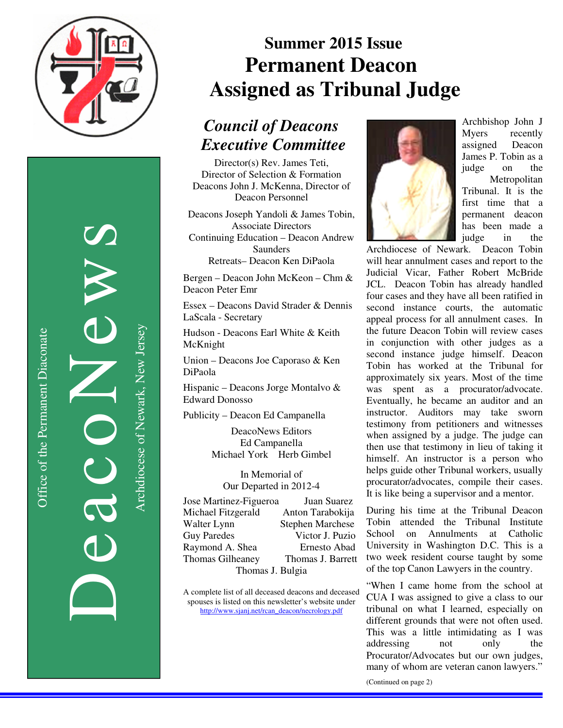DeacoNews

Office of the Permanent Diaconate

Archdiocese of Newark, New Jersey

# Summer 2015 Issue

# Permanent Deacon Assigned as Tribunal Judge

## *Council of Deacons Executive Committee*

Director(s) Rev. James Teti, Director of Selection & Formation
Deacons John J. McKenna, Director of Deacon Personnel

Deacons Joseph Yandoli & James Tobin, Associate Directors
Continuing Education – Deacon Andrew Saunders
Retreats– Deacon Ken DiPaola

Bergen – Deacon John McKeon – Chm & Deacon Peter Emr

Essex – Deacons David Strader & Dennis LaScala - Secretary

Hudson - Deacons Earl White & Keith McKnight

Union – Deacons Joe Caporaso & Ken DiPaola

Hispanic – Deacons Jorge Montalvo & Edward Donosso

Publicity – Deacon Ed Campanella

DeacoNews Editors
Ed Campanella
Michael York Herb Gimbel

In Memorial of
Our Departed in 2012-4

Jose Martinez-Figueroa, Juan Suarez
Michael Fitzgerald, Anton Tarabokija
Walter Lynn, Stephen Marchese
Guy Paredes, Victor J. Puzio
Raymond A. Shea, Ernesto Abad
Thomas Gilheaney, Thomas J. Barrett
Thomas J. Bulgia

A complete list of all deceased deacons and deceased spouses is listed on this newsletter's website under http://www.sjanj.net/rcan_deacon/necrology.pdf

Archbishop John J Myers recently assigned Deacon James P. Tobin as a judge on the Metropolitan Tribunal. It is the first time that a permanent deacon has been made a judge in the Archdiocese of Newark. Deacon Tobin will hear annulment cases and report to the Judicial Vicar, Father Robert McBride JCL. Deacon Tobin has already handled four cases and they have all been ratified in second instance courts, the automatic appeal process for all annulment cases. In the future Deacon Tobin will review cases in conjunction with other judges as a second instance judge himself. Deacon Tobin has worked at the Tribunal for approximately six years. Most of the time was spent as a procurator/advocate. Eventually, he became an auditor and an instructor. Auditors may take sworn testimony from petitioners and witnesses when assigned by a judge. The judge can then use that testimony in lieu of taking it himself. An instructor is a person who helps guide other Tribunal workers, usually procurator/advocates, compile their cases. It is like being a supervisor and a mentor.

During his time at the Tribunal Deacon Tobin attended the Tribunal Institute School on Annulments at Catholic University in Washington D.C. This is a two week resident course taught by some of the top Canon Lawyers in the country.

"When I came home from the school at CUA I was assigned to give a class to our tribunal on what I learned, especially on different grounds that were not often used. This was a little intimidating as I was addressing not only the Procurator/Advocates but our own judges, many of whom are veteran canon lawyers."

(Continued on page 2)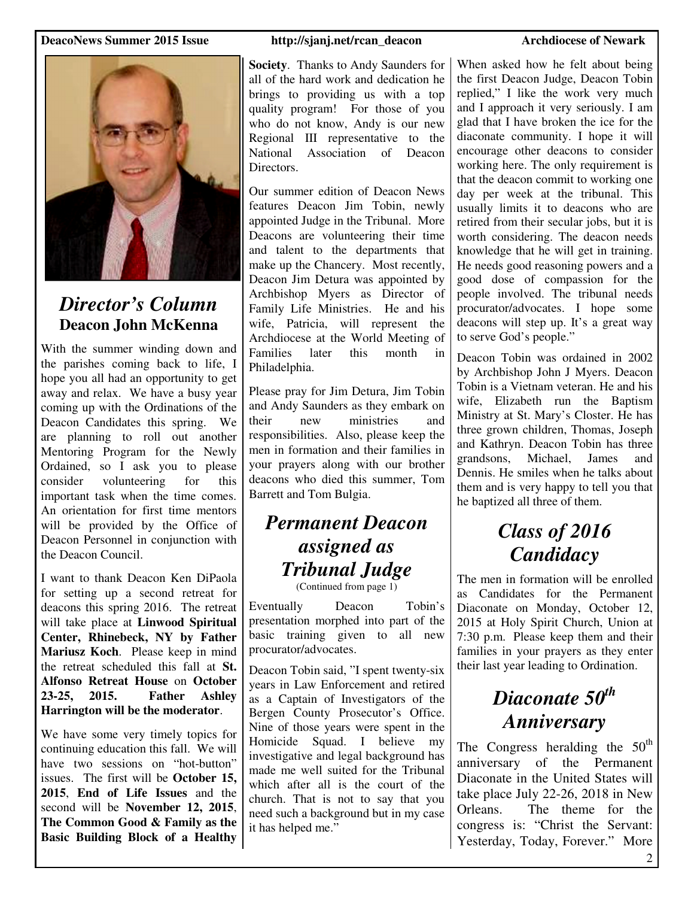## *Director's Column*

### Deacon John McKenna

With the summer winding down and the parishes coming back to life, I hope you all had an opportunity to get away and relax. We have a busy year coming up with the Ordinations of the Deacon Candidates this spring. We are planning to roll out another Mentoring Program for the Newly Ordained, so I ask you to please consider volunteering for this important task when the time comes. An orientation for first time mentors will be provided by the Office of Deacon Personnel in conjunction with the Deacon Council.

I want to thank Deacon Ken DiPaola for setting up a second retreat for deacons this spring 2016. The retreat will take place at **Linwood Spiritual Center, Rhinebeck, NY by Father Mariusz Koch**. Please keep in mind the retreat scheduled this fall at **St. Alfonso Retreat House** on **October 23-25, 2015. Father Ashley Harrington will be the moderator**.

We have some very timely topics for continuing education this fall. We will have two sessions on "hot-button" issues. The first will be **October 15, 2015**, **End of Life Issues** and the second will be **November 12, 2015**, **The Common Good & Family as the Basic Building Block of a Healthy Society**. Thanks to Andy Saunders for all of the hard work and dedication he brings to providing us with a top quality program! For those of you who do not know, Andy is our new Regional III representative to the National Association of Deacon Directors.

Our summer edition of Deacon News features Deacon Jim Tobin, newly appointed Judge in the Tribunal. More Deacons are volunteering their time and talent to the departments that make up the Chancery. Most recently, Deacon Jim Detura was appointed by Archbishop Myers as Director of Family Life Ministries. He and his wife, Patricia, will represent the Archdiocese at the World Meeting of Families later this month in Philadelphia.

Please pray for Jim Detura, Jim Tobin and Andy Saunders as they embark on their new ministries and responsibilities. Also, please keep the men in formation and their families in your prayers along with our brother deacons who died this summer, Tom Barrett and Tom Bulgia.

## *Permanent Deacon assigned as Tribunal Judge*

(Continued from page 1)

Eventually Deacon Tobin's presentation morphed into part of the basic training given to all new procurator/advocates.

Deacon Tobin said, "I spent twenty-six years in Law Enforcement and retired as a Captain of Investigators of the Bergen County Prosecutor's Office. Nine of those years were spent in the Homicide Squad. I believe my investigative and legal background has made me well suited for the Tribunal which after all is the court of the church. That is not to say that you need such a background but in my case it has helped me."

When asked how he felt about being the first Deacon Judge, Deacon Tobin replied," I like the work very much and I approach it very seriously. I am glad that I have broken the ice for the diaconate community. I hope it will encourage other deacons to consider working here. The only requirement is that the deacon commit to working one day per week at the tribunal. This usually limits it to deacons who are retired from their secular jobs, but it is worth considering. The deacon needs knowledge that he will get in training. He needs good reasoning powers and a good dose of compassion for the people involved. The tribunal needs procurator/advocates. I hope some deacons will step up. It's a great way to serve God's people."

Deacon Tobin was ordained in 2002 by Archbishop John J Myers. Deacon Tobin is a Vietnam veteran. He and his wife, Elizabeth run the Baptism Ministry at St. Mary's Closter. He has three grown children, Thomas, Joseph and Kathryn. Deacon Tobin has three grandsons, Michael, James and Dennis. He smiles when he talks about them and is very happy to tell you that he baptized all three of them.

## *Class of 2016 Candidacy*

The men in formation will be enrolled as Candidates for the Permanent Diaconate on Monday, October 12, 2015 at Holy Spirit Church, Union at 7:30 p.m. Please keep them and their families in your prayers as they enter their last year leading to Ordination.

## *Diaconate 50th Anniversary*

The Congress heralding the 50th anniversary of the Permanent Diaconate in the United States will take place July 22-26, 2018 in New Orleans. The theme for the congress is: "Christ the Servant: Yesterday, Today, Forever." More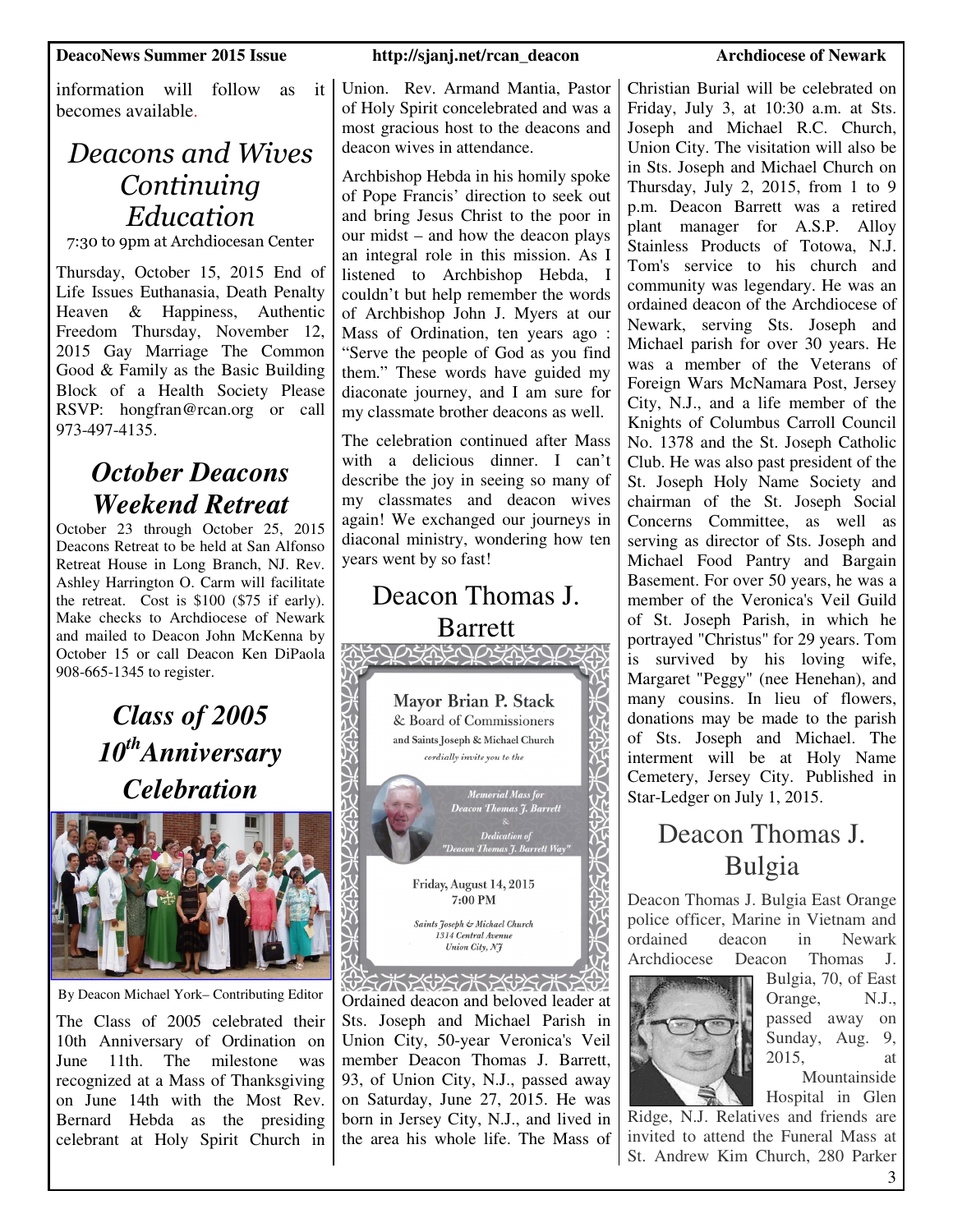information will follow as it becomes available.

## *Deacons and Wives Continuing Education*

7:30 to 9pm at Archdiocesan Center

Thursday, October 15, 2015 End of Life Issues Euthanasia, Death Penalty Heaven & Happiness, Authentic Freedom Thursday, November 12, 2015 Gay Marriage The Common Good & Family as the Basic Building Block of a Health Society Please RSVP: hongfran@rcan.org or call 973-497-4135.

## *October Deacons Weekend Retreat*

October 23 through October 25, 2015 Deacons Retreat to be held at San Alfonso Retreat House in Long Branch, NJ. Rev. Ashley Harrington O. Carm will facilitate the retreat. Cost is $100 ($75 if early). Make checks to Archdiocese of Newark and mailed to Deacon John McKenna by October 15 or call Deacon Ken DiPaola 908-665-1345 to register.

## *Class of 2005 10th Anniversary Celebration*

By Deacon Michael York– Contributing Editor

The Class of 2005 celebrated their 10th Anniversary of Ordination on June 11th. The milestone was recognized at a Mass of Thanksgiving on June 14th with the Most Rev. Bernard Hebda as the presiding celebrant at Holy Spirit Church in Union. Rev. Armand Mantia, Pastor of Holy Spirit concelebrated and was a most gracious host to the deacons and deacon wives in attendance.

Archbishop Hebda in his homily spoke of Pope Francis' direction to seek out and bring Jesus Christ to the poor in our midst – and how the deacon plays an integral role in this mission. As I listened to Archbishop Hebda, I couldn't but help remember the words of Archbishop John J. Myers at our Mass of Ordination, ten years ago : "Serve the people of God as you find them." These words have guided my diaconate journey, and I am sure for my classmate brother deacons as well.

The celebration continued after Mass with a delicious dinner. I can't describe the joy in seeing so many of my classmates and deacon wives again! We exchanged our journeys in diaconal ministry, wondering how ten years went by so fast!

## Deacon Thomas J. Barrett

Mayor Brian P. Stack & Board of Commissioners and Saints Joseph & Michael Church cordially invite you to the Memorial Mass for Deacon Thomas J. Barrett & Dedication of "Deacon Thomas J. Barrett Way"

Friday, August 14, 2015
7:00 PM

Saints Joseph & Michael Church
1314 Central Avenue
Union City, NJ

Ordained deacon and beloved leader at Sts. Joseph and Michael Parish in Union City, 50-year Veronica's Veil member Deacon Thomas J. Barrett, 93, of Union City, N.J., passed away on Saturday, June 27, 2015. He was born in Jersey City, N.J., and lived in the area his whole life. The Mass of Christian Burial will be celebrated on Friday, July 3, at 10:30 a.m. at Sts. Joseph and Michael R.C. Church, Union City. The visitation will also be in Sts. Joseph and Michael Church on Thursday, July 2, 2015, from 1 to 9 p.m. Deacon Barrett was a retired plant manager for A.S.P. Alloy Stainless Products of Totowa, N.J. Tom's service to his church and community was legendary. He was an ordained deacon of the Archdiocese of Newark, serving Sts. Joseph and Michael parish for over 30 years. He was a member of the Veterans of Foreign Wars McNamara Post, Jersey City, N.J., and a life member of the Knights of Columbus Carroll Council No. 1378 and the St. Joseph Catholic Club. He was also past president of the St. Joseph Holy Name Society and chairman of the St. Joseph Social Concerns Committee, as well as serving as director of Sts. Joseph and Michael Food Pantry and Bargain Basement. For over 50 years, he was a member of the Veronica's Veil Guild of St. Joseph Parish, in which he portrayed "Christus" for 29 years. Tom is survived by his loving wife, Margaret "Peggy" (nee Henehan), and many cousins. In lieu of flowers, donations may be made to the parish of Sts. Joseph and Michael. The interment will be at Holy Name Cemetery, Jersey City. Published in Star-Ledger on July 1, 2015.

## Deacon Thomas J. Bulgia

Deacon Thomas J. Bulgia East Orange police officer, Marine in Vietnam and ordained deacon in Newark Archdiocese Deacon Thomas J. Bulgia, 70, of East Orange, N.J., passed away on Sunday, Aug. 9, 2015, at Mountainside Hospital in Glen Ridge, N.J. Relatives and friends are invited to attend the Funeral Mass at St. Andrew Kim Church, 280 Parker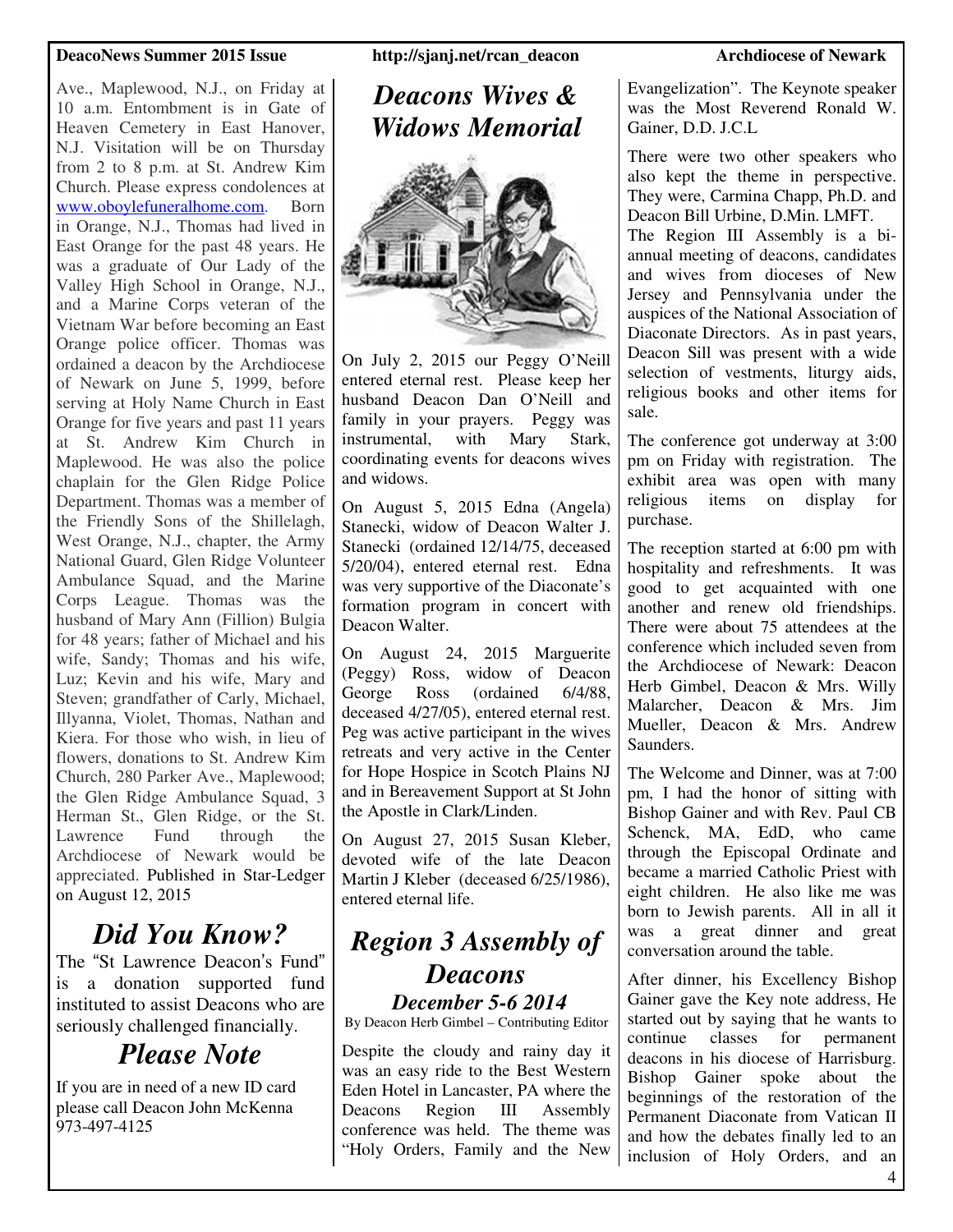Ave., Maplewood, N.J., on Friday at 10 a.m. Entombment is in Gate of Heaven Cemetery in East Hanover, N.J. Visitation will be on Thursday from 2 to 8 p.m. at St. Andrew Kim Church. Please express condolences at www.oboylefuneralhome.com. Born in Orange, N.J., Thomas had lived in East Orange for the past 48 years. He was a graduate of Our Lady of the Valley High School in Orange, N.J., and a Marine Corps veteran of the Vietnam War before becoming an East Orange police officer. Thomas was ordained a deacon by the Archdiocese of Newark on June 5, 1999, before serving at Holy Name Church in East Orange for five years and past 11 years at St. Andrew Kim Church in Maplewood. He was also the police chaplain for the Glen Ridge Police Department. Thomas was a member of the Friendly Sons of the Shillelagh, West Orange, N.J., chapter, the Army National Guard, Glen Ridge Volunteer Ambulance Squad, and the Marine Corps League. Thomas was the husband of Mary Ann (Fillion) Bulgia for 48 years; father of Michael and his wife, Sandy; Thomas and his wife, Luz; Kevin and his wife, Mary and Steven; grandfather of Carly, Michael, Illyanna, Violet, Thomas, Nathan and Kiera. For those who wish, in lieu of flowers, donations to St. Andrew Kim Church, 280 Parker Ave., Maplewood; the Glen Ridge Ambulance Squad, 3 Herman St., Glen Ridge, or the St. Lawrence Fund through the Archdiocese of Newark would be appreciated. Published in Star-Ledger on August 12, 2015

# *Did You Know?*

The "St Lawrence Deacon's Fund" is a donation supported fund instituted to assist Deacons who are seriously challenged financially.

# *Please Note*

If you are in need of a new ID card please call Deacon John McKenna 973-497-4125

# *Deacons Wives & Widows Memorial*

On July 2, 2015 our Peggy O'Neill entered eternal rest. Please keep her husband Deacon Dan O'Neill and family in your prayers. Peggy was instrumental, with Mary Stark, coordinating events for deacons wives and widows.

On August 5, 2015 Edna (Angela) Stanecki, widow of Deacon Walter J. Stanecki (ordained 12/14/75, deceased 5/20/04), entered eternal rest. Edna was very supportive of the Diaconate's formation program in concert with Deacon Walter.

On August 24, 2015 Marguerite (Peggy) Ross, widow of Deacon George Ross (ordained 6/4/88, deceased 4/27/05), entered eternal rest. Peg was active participant in the wives retreats and very active in the Center for Hope Hospice in Scotch Plains NJ and in Bereavement Support at St John the Apostle in Clark/Linden.

On August 27, 2015 Susan Kleber, devoted wife of the late Deacon Martin J Kleber (deceased 6/25/1986), entered eternal life.

# *Region 3 Assembly of Deacons*

## *December 5-6 2014*

By Deacon Herb Gimbel – Contributing Editor

Despite the cloudy and rainy day it was an easy ride to the Best Western Eden Hotel in Lancaster, PA where the Deacons Region III Assembly conference was held. The theme was "Holy Orders, Family and the New Evangelization". The Keynote speaker was the Most Reverend Ronald W. Gainer, D.D. J.C.L

There were two other speakers who also kept the theme in perspective. They were, Carmina Chapp, Ph.D. and Deacon Bill Urbine, D.Min. LMFT.

The Region III Assembly is a bi-annual meeting of deacons, candidates and wives from dioceses of New Jersey and Pennsylvania under the auspices of the National Association of Diaconate Directors. As in past years, Deacon Sill was present with a wide selection of vestments, liturgy aids, religious books and other items for sale.

The conference got underway at 3:00 pm on Friday with registration. The exhibit area was open with many religious items on display for purchase.

The reception started at 6:00 pm with hospitality and refreshments. It was good to get acquainted with one another and renew old friendships. There were about 75 attendees at the conference which included seven from the Archdiocese of Newark: Deacon Herb Gimbel, Deacon & Mrs. Willy Malarcher, Deacon & Mrs. Jim Mueller, Deacon & Mrs. Andrew Saunders.

The Welcome and Dinner, was at 7:00 pm, I had the honor of sitting with Bishop Gainer and with Rev. Paul CB Schenck, MA, EdD, who came through the Episcopal Ordinate and became a married Catholic Priest with eight children. He also like me was born to Jewish parents. All in all it was a great dinner and great conversation around the table.

After dinner, his Excellency Bishop Gainer gave the Key note address, He started out by saying that he wants to continue classes for permanent deacons in his diocese of Harrisburg. Bishop Gainer spoke about the beginnings of the restoration of the Permanent Diaconate from Vatican II and how the debates finally led to an inclusion of Holy Orders, and an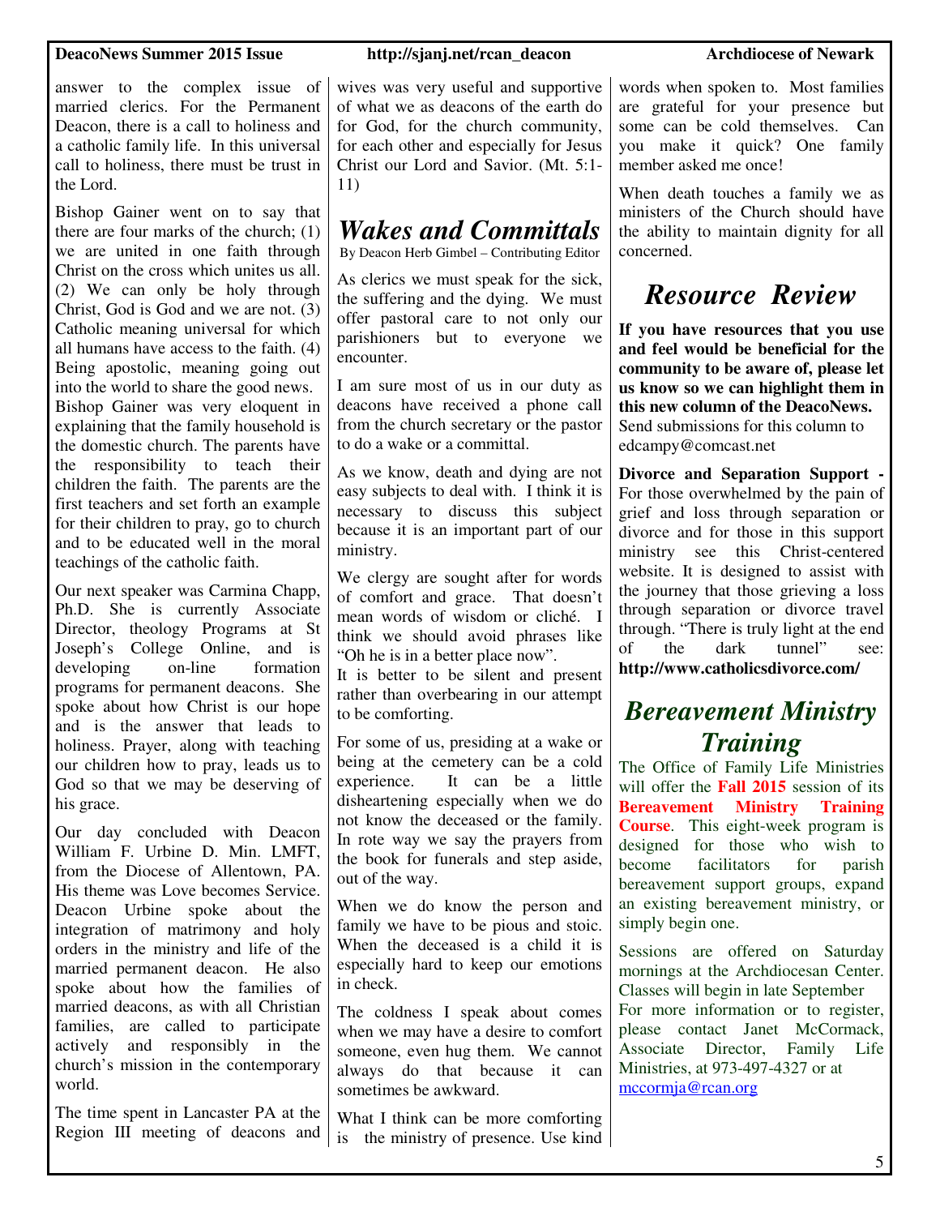answer to the complex issue of married clerics. For the Permanent Deacon, there is a call to holiness and a catholic family life. In this universal call to holiness, there must be trust in the Lord.

Bishop Gainer went on to say that there are four marks of the church; (1) we are united in one faith through Christ on the cross which unites us all. (2) We can only be holy through Christ, God is God and we are not. (3) Catholic meaning universal for which all humans have access to the faith. (4) Being apostolic, meaning going out into the world to share the good news. Bishop Gainer was very eloquent in explaining that the family household is the domestic church. The parents have the responsibility to teach their children the faith. The parents are the first teachers and set forth an example for their children to pray, go to church and to be educated well in the moral teachings of the catholic faith.

Our next speaker was Carmina Chapp, Ph.D. She is currently Associate Director, theology Programs at St Joseph's College Online, and is developing on-line formation programs for permanent deacons. She spoke about how Christ is our hope and is the answer that leads to holiness. Prayer, along with teaching our children how to pray, leads us to God so that we may be deserving of his grace.

Our day concluded with Deacon William F. Urbine D. Min. LMFT, from the Diocese of Allentown, PA. His theme was Love becomes Service. Deacon Urbine spoke about the integration of matrimony and holy orders in the ministry and life of the married permanent deacon. He also spoke about how the families of married deacons, as with all Christian families, are called to participate actively and responsibly in the church's mission in the contemporary world.

The time spent in Lancaster PA at the Region III meeting of deacons and wives was very useful and supportive of what we as deacons of the earth do for God, for the church community, for each other and especially for Jesus Christ our Lord and Savior. (Mt. 5:1-11)

## *Wakes and Committals*

By Deacon Herb Gimbel – Contributing Editor

As clerics we must speak for the sick, the suffering and the dying. We must offer pastoral care to not only our parishioners but to everyone we encounter.

I am sure most of us in our duty as deacons have received a phone call from the church secretary or the pastor to do a wake or a committal.

As we know, death and dying are not easy subjects to deal with. I think it is necessary to discuss this subject because it is an important part of our ministry.

We clergy are sought after for words of comfort and grace. That doesn't mean words of wisdom or cliché. I think we should avoid phrases like "Oh he is in a better place now".
It is better to be silent and present rather than overbearing in our attempt to be comforting.

For some of us, presiding at a wake or being at the cemetery can be a cold experience. It can be a little disheartening especially when we do not know the deceased or the family. In rote way we say the prayers from the book for funerals and step aside, out of the way.

When we do know the person and family we have to be pious and stoic. When the deceased is a child it is especially hard to keep our emotions in check.

The coldness I speak about comes when we may have a desire to comfort someone, even hug them. We cannot always do that because it can sometimes be awkward.

What I think can be more comforting is the ministry of presence. Use kind words when spoken to. Most families are grateful for your presence but some can be cold themselves. Can you make it quick? One family member asked me once!

When death touches a family we as ministers of the Church should have the ability to maintain dignity for all concerned.

## *Resource Review*

**If you have resources that you use and feel would be beneficial for the community to be aware of, please let us know so we can highlight them in this new column of the DeacoNews.** Send submissions for this column to edcampy@comcast.net

**Divorce and Separation Support -** For those overwhelmed by the pain of grief and loss through separation or divorce and for those in this support ministry see this Christ-centered website. It is designed to assist with the journey that those grieving a loss through separation or divorce travel through. "There is truly light at the end of the dark tunnel" see: **http://www.catholicsdivorce.com/**

## *Bereavement Ministry Training*

The Office of Family Life Ministries will offer the **Fall 2015** session of its **Bereavement Ministry Training Course**. This eight-week program is designed for those who wish to become facilitators for parish bereavement support groups, expand an existing bereavement ministry, or simply begin one.

Sessions are offered on Saturday mornings at the Archdiocesan Center. Classes will begin in late September
For more information or to register, please contact Janet McCormack, Associate Director, Family Life Ministries, at 973-497-4327 or at mccormja@rcan.org